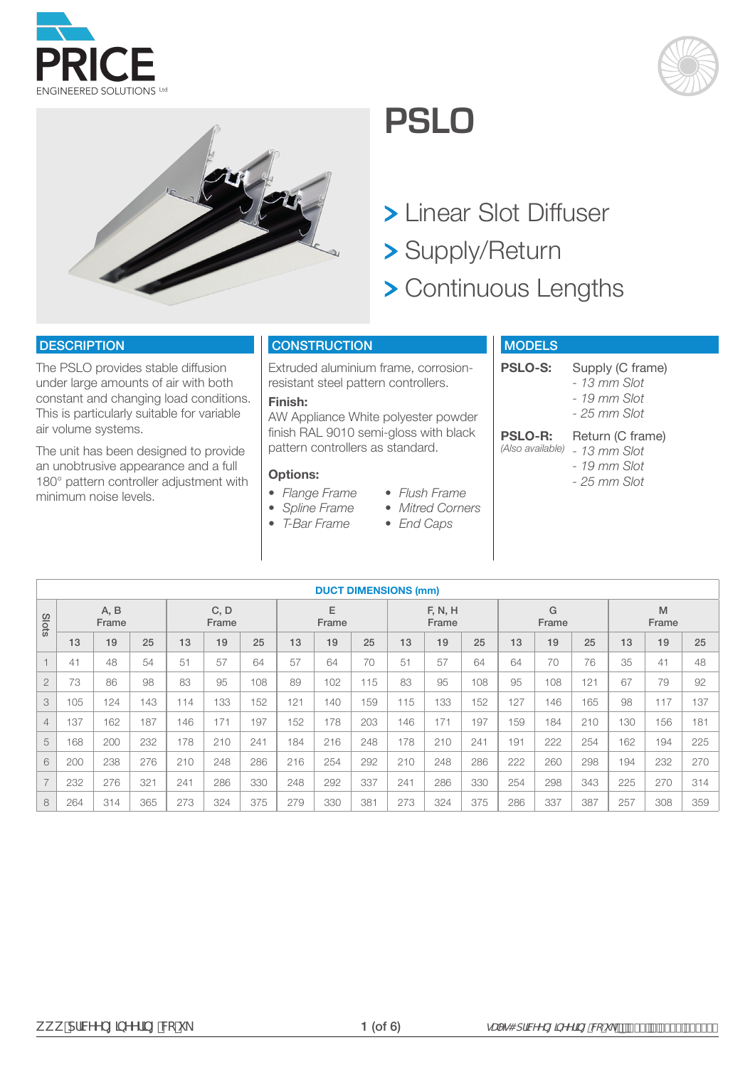# PSLO

- > Linear Slot Diffuser
- > Supply/Return
- > Continuous Lengths

## DESCRIPTION

The PSLO provides stable diffusion under large amounts of air with both constant and changing load conditions. This is particularly suitable for variable air volume systems.

The unit has been designed to provide an unobtrusive appearance and a full 180° pattern controller adjustment with minimum noise levels.

## CONSTRUCTION

Extruded aluminium frame, corrosion-resistant steel pattern controllers.

**Finish:**
AW Appliance White polyester powder finish RAL 9010 semi-gloss with black pattern controllers as standard.

**Options:**

- *Flange Frame*
- *Spline Frame*
- *T-Bar Frame*
- *Flush Frame*
- *Mitred Corners*
- *End Caps*

## MODELS

**PSLO-S:** Supply (C frame)
- *13 mm Slot*
- *19 mm Slot*
- *25 mm Slot*

**PSLO-R:** *(Also available)* Return (C frame)
- *13 mm Slot*
- *19 mm Slot*
- *25 mm Slot*

**DUCT DIMENSIONS (mm)**

| Slots | A, B Frame | | | C, D Frame | | | E Frame | | | F, N, H Frame | | | G Frame | | | M Frame | | |
|---|---|---|---|---|---|---|---|---|---|---|---|---|---|---|---|---|---|---|
| | 13 | 19 | 25 | 13 | 19 | 25 | 13 | 19 | 25 | 13 | 19 | 25 | 13 | 19 | 25 | 13 | 19 | 25 |
| 1 | 41 | 48 | 54 | 51 | 57 | 64 | 57 | 64 | 70 | 51 | 57 | 64 | 64 | 70 | 76 | 35 | 41 | 48 |
| 2 | 73 | 86 | 98 | 83 | 95 | 108 | 89 | 102 | 115 | 83 | 95 | 108 | 95 | 108 | 121 | 67 | 79 | 92 |
| 3 | 105 | 124 | 143 | 114 | 133 | 152 | 121 | 140 | 159 | 115 | 133 | 152 | 127 | 146 | 165 | 98 | 117 | 137 |
| 4 | 137 | 162 | 187 | 146 | 171 | 197 | 152 | 178 | 203 | 146 | 171 | 197 | 159 | 184 | 210 | 130 | 156 | 181 |
| 5 | 168 | 200 | 232 | 178 | 210 | 241 | 184 | 216 | 248 | 178 | 210 | 241 | 191 | 222 | 254 | 162 | 194 | 225 |
| 6 | 200 | 238 | 276 | 210 | 248 | 286 | 216 | 254 | 292 | 210 | 248 | 286 | 222 | 260 | 298 | 194 | 232 | 270 |
| 7 | 232 | 276 | 321 | 241 | 286 | 330 | 248 | 292 | 337 | 241 | 286 | 330 | 254 | 298 | 343 | 225 | 270 | 314 |
| 8 | 264 | 314 | 365 | 273 | 324 | 375 | 279 | 330 | 381 | 273 | 324 | 375 | 286 | 337 | 387 | 257 | 308 | 359 |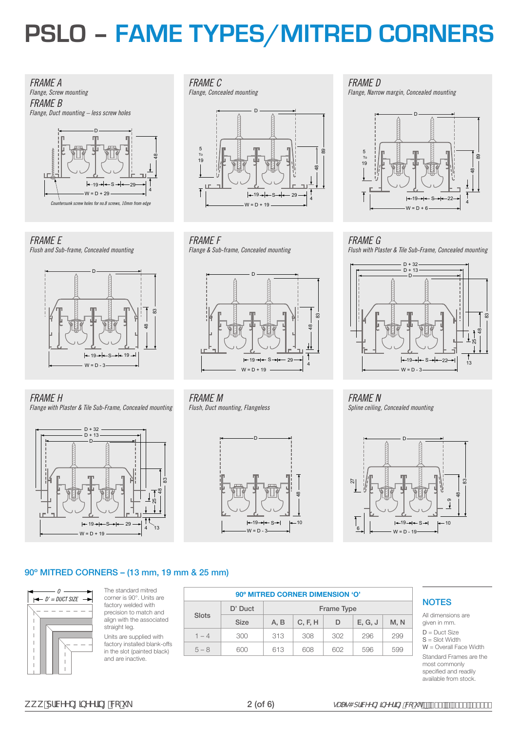# PSLO – FAME TYPES/MITRED CORNERS

### FRAME A
*Flange, Screw mounting*

### FRAME B
*Flange, Duct mounting – less screw holes*

W = D + 29

*Countersunk screw holes for no.8 screws, 10mm from edge*

### FRAME C
*Flange, Concealed mounting*

W = D + 19

### FRAME D
*Flange, Narrow margin, Concealed mounting*

W = D + 6

### FRAME E
*Flush and Sub-frame, Concealed mounting*

W = D - 3

### FRAME F
*Flange & Sub-frame, Concealed mounting*

W = D + 19

### FRAME G
*Flush with Plaster & Tile Sub-Frame, Concealed mounting*

W = D - 3

### FRAME H
*Flange with Plaster & Tile Sub-Frame, Concealed mounting*

W = D + 19

### FRAME M
*Flush, Duct mounting, Flangeless*

W = D - 3

### FRAME N
*Spline ceiling, Concealed mounting*

W = D - 19

## 90° MITRED CORNERS – (13 mm, 19 mm & 25 mm)

*O*

*D' = DUCT SIZE*

The standard mitred corner is 90°. Units are factory welded with precision to match and align with the associated straight leg.

Units are supplied with factory installed blank-offs in the slot (painted black) and are inactive.

| 90° MITRED CORNER DIMENSION 'O' | | | | | | |
|---|---|---|---|---|---|---|
| Slots | D' Duct | Frame Type | | | | |
| | Size | A, B | C, F, H | D | E, G, J | M, N |
| 1 – 4 | 300 | 313 | 308 | 302 | 296 | 299 |
| 5 – 8 | 600 | 613 | 608 | 602 | 596 | 599 |

### NOTES

All dimensions are given in mm.

D = Duct Size
S = Slot Width
W = Overall Face Width

Standard Frames are the most commonly specified and readily available from stock.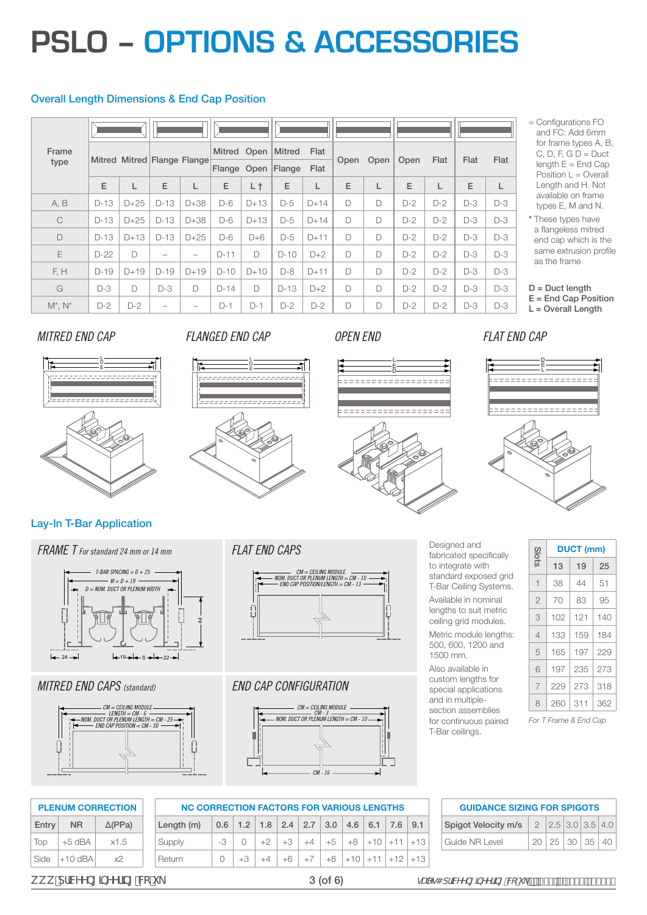# PSLO – OPTIONS & ACCESSORIES

## Overall Length Dimensions & End Cap Position

| Frame type | Mitred | Mitred | Flange | Flange | Mitred / Flange | Open / Open | Mitred / Flange | Flat / Flat | Open | Open | Open | Flat | Flat | Flat |
|---|---|---|---|---|---|---|---|---|---|---|---|---|---|---|
| | E | L | E | L | E | L † | E | L | E | L | E | L | E | L |
| A, B | D-13 | D+25 | D-13 | D+38 | D-6 | D+13 | D-5 | D+14 | D | D | D-2 | D-2 | D-3 | D-3 |
| C | D-13 | D+25 | D-13 | D+38 | D-6 | D+13 | D-5 | D+14 | D | D | D-2 | D-2 | D-3 | D-3 |
| D | D-13 | D+13 | D-13 | D+25 | D-6 | D+6 | D-5 | D+11 | D | D | D-2 | D-2 | D-3 | D-3 |
| E | D-22 | D | – | – | D-11 | D | D-10 | D+2 | D | D | D-2 | D-2 | D-3 | D-3 |
| F, H | D-19 | D+19 | D-19 | D+19 | D-10 | D+10 | D-8 | D+11 | D | D | D-2 | D-2 | D-3 | D-3 |
| G | D-3 | D | D-3 | D | D-14 | D | D-13 | D+2 | D | D | D-2 | D-2 | D-3 | D-3 |
| M*, N* | D-2 | D-2 | – | – | D-1 | D-1 | D-2 | D-2 | D | D | D-2 | D-2 | D-3 | D-3 |

= Configurations FO and FC: Add 6mm for frame types A, B, C, D, F, G D = Duct length E = End Cap Position L = Overall Length and H. Not available on frame types E, M and N.

\* These types have a flangeless mitred end cap which is the same extrusion profile as the frame

D = Duct length
E = End Cap Position
L = Overall Length

MITRED END CAP

FLANGED END CAP

OPEN END

FLAT END CAP

## Lay-In T-Bar Application

**FRAME T** *For standard 24 mm or 14 mm*

T-BAR SPACING = D + 25; W = D + 19; D = NOM. DUCT OR PLENUM WIDTH; 44; 24; 19; S; 22

**FLAT END CAPS**

CM = CEILING MODULE; NOM. DUCT OR PLENUM LENGTH = CM - 10; END CAP POSITION/LENGTH = CM - 13

**MITRED END CAPS** *(standard)*

CM = CEILING MODULE; LENGTH = CM - 6; NOM. DUCT OR PLENUM LENGTH = CM - 25; END CAP POSITION = CM - 30

**END CAP CONFIGURATION**

CM = CEILING MODULE; CM - 3; NOM. DUCT OR PLENUM LENGTH = CM - 10; CM - 16

Designed and fabricated specifically to integrate with standard exposed grid T-Bar Ceiling Systems.

Available in nominal lengths to suit metric ceiling grid modules.

Metric module lengths: 500, 600, 1200 and 1500 mm.

Also available in custom lengths for special applications and in multiple-section assemblies for continuous paired T-Bar ceilings.

| Slots | DUCT (mm) 13 | 19 | 25 |
|---|---|---|---|
| 1 | 38 | 44 | 51 |
| 2 | 70 | 83 | 95 |
| 3 | 102 | 121 | 140 |
| 4 | 133 | 159 | 184 |
| 5 | 165 | 197 | 229 |
| 6 | 197 | 235 | 273 |
| 7 | 229 | 273 | 318 |
| 8 | 260 | 311 | 362 |

*For T Frame & End Cap*

| PLENUM CORRECTION | | |
|---|---|---|
| Entry | NR | Δ(PPa) |
| Top | +5 dBA | x1.5 |
| Side | +10 dBA | x2 |

| NC CORRECTION FACTORS FOR VARIOUS LENGTHS | | | | | | | | | | |
|---|---|---|---|---|---|---|---|---|---|---|
| Length (m) | 0.6 | 1.2 | 1.8 | 2.4 | 2.7 | 3.0 | 4.6 | 6.1 | 7.6 | 9.1 |
| Supply | -3 | 0 | +2 | +3 | +4 | +5 | +8 | +10 | +11 | +13 |
| Return | 0 | +3 | +4 | +6 | +7 | +8 | +10 | +11 | +12 | +13 |

| GUIDANCE SIZING FOR SPIGOTS | | | | | |
|---|---|---|---|---|---|
| Spigot Velocity m/s | 2 | 2.5 | 3.0 | 3.5 | 4.0 |
| Guide NR Level | 20 | 25 | 30 | 35 | 40 |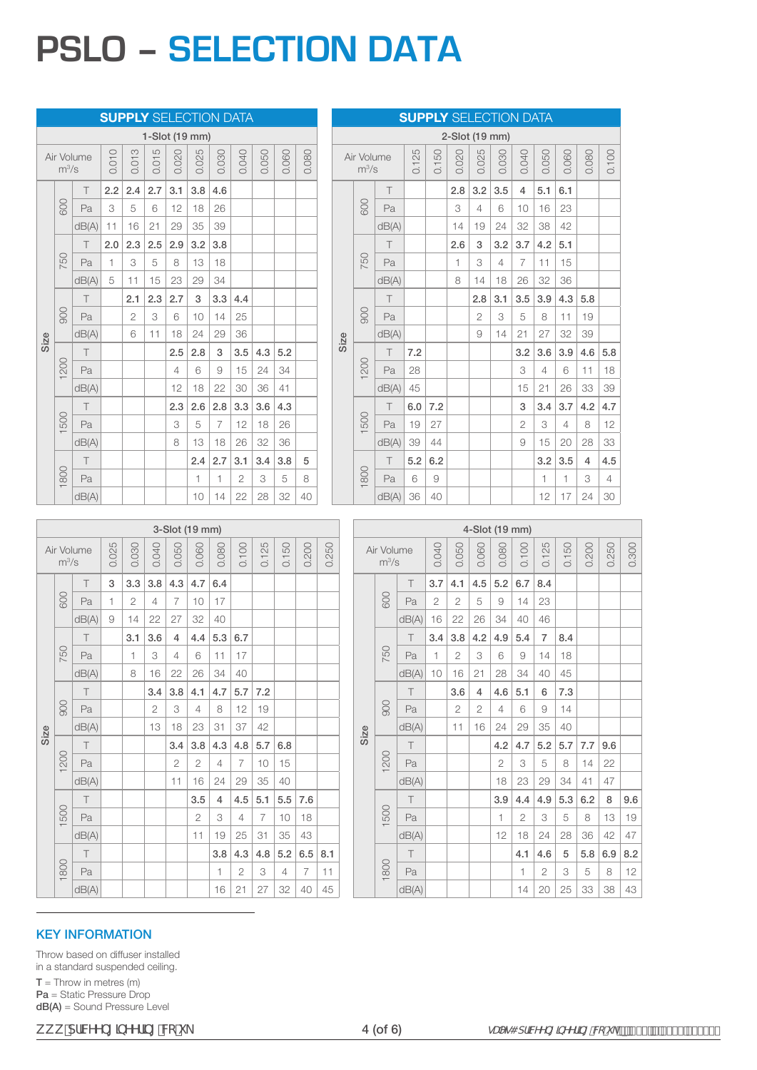# PSLO – SELECTION DATA

## SUPPLY SELECTION DATA

### 1-Slot (19 mm)

| Size | | Air Volume m³/s: 0.010 | 0.013 | 0.015 | 0.020 | 0.025 | 0.030 | 0.040 | 0.050 | 0.060 | 0.080 |
|---|---|---|---|---|---|---|---|---|---|---|---|
| 600 | T | 2.2 | 2.4 | 2.7 | 3.1 | 3.8 | 4.6 | | | | |
| | Pa | 3 | 5 | 6 | 12 | 18 | 26 | | | | |
| | dB(A) | 11 | 16 | 21 | 29 | 35 | 39 | | | | |
| 750 | T | 2.0 | 2.3 | 2.5 | 2.9 | 3.2 | 3.8 | | | | |
| | Pa | 1 | 3 | 5 | 8 | 13 | 18 | | | | |
| | dB(A) | 5 | 11 | 15 | 23 | 29 | 34 | | | | |
| 900 | T | | 2.1 | 2.3 | 2.7 | 3 | 3.3 | 4.4 | | | |
| | Pa | | 2 | 3 | 6 | 10 | 14 | 25 | | | |
| | dB(A) | | 6 | 11 | 18 | 24 | 29 | 36 | | | |
| 1200 | T | | | | 2.5 | 2.8 | 3 | 3.5 | 4.3 | 5.2 | |
| | Pa | | | | 4 | 6 | 9 | 15 | 24 | 34 | |
| | dB(A) | | | | 12 | 18 | 22 | 30 | 36 | 41 | |
| 1500 | T | | | | 2.3 | 2.6 | 2.8 | 3.3 | 3.6 | 4.3 | |
| | Pa | | | | 3 | 5 | 7 | 12 | 18 | 26 | |
| | dB(A) | | | | 8 | 13 | 18 | 26 | 32 | 36 | |
| 1800 | T | | | | | 2.4 | 2.7 | 3.1 | 3.4 | 3.8 | 5 |
| | Pa | | | | | 1 | 1 | 2 | 3 | 5 | 8 |
| | dB(A) | | | | | 10 | 14 | 22 | 28 | 32 | 40 |

## SUPPLY SELECTION DATA

### 2-Slot (19 mm)

| Size | | Air Volume m³/s: 0.125 | 0.150 | 0.020 | 0.025 | 0.030 | 0.040 | 0.050 | 0.060 | 0.080 | 0.100 |
|---|---|---|---|---|---|---|---|---|---|---|---|
| 600 | T | | | 2.8 | 3.2 | 3.5 | 4 | 5.1 | 6.1 | | |
| | Pa | | | 3 | 4 | 6 | 10 | 16 | 23 | | |
| | dB(A) | | | 14 | 19 | 24 | 32 | 38 | 42 | | |
| 750 | T | | | 2.6 | 3 | 3.2 | 3.7 | 4.2 | 5.1 | | |
| | Pa | | | 1 | 3 | 4 | 7 | 11 | 15 | | |
| | dB(A) | | | 8 | 14 | 18 | 26 | 32 | 36 | | |
| 900 | T | | | | 2.8 | 3.1 | 3.5 | 3.9 | 4.3 | 5.8 | |
| | Pa | | | | 2 | 3 | 5 | 8 | 11 | 19 | |
| | dB(A) | | | | 9 | 14 | 21 | 27 | 32 | 39 | |
| 1200 | T | 7.2 | | | | | 3.2 | 3.6 | 3.9 | 4.6 | 5.8 |
| | Pa | 28 | | | | | 3 | 4 | 6 | 11 | 18 |
| | dB(A) | 45 | | | | | 15 | 21 | 26 | 33 | 39 |
| 1500 | T | 6.0 | 7.2 | | | | 3 | 3.4 | 3.7 | 4.2 | 4.7 |
| | Pa | 19 | 27 | | | | 2 | 3 | 4 | 8 | 12 |
| | dB(A) | 39 | 44 | | | | 9 | 15 | 20 | 28 | 33 |
| 1800 | T | 5.2 | 6.2 | | | | | 3.2 | 3.5 | 4 | 4.5 |
| | Pa | 6 | 9 | | | | | 1 | 1 | 3 | 4 |
| | dB(A) | 36 | 40 | | | | | 12 | 17 | 24 | 30 |

### 3-Slot (19 mm)

| Size | | Air Volume m³/s: 0.025 | 0.030 | 0.040 | 0.050 | 0.060 | 0.080 | 0.100 | 0.125 | 0.150 | 0.200 | 0.250 |
|---|---|---|---|---|---|---|---|---|---|---|---|---|
| 600 | T | 3 | 3.3 | 3.8 | 4.3 | 4.7 | 6.4 | | | | | |
| | Pa | 1 | 2 | 4 | 7 | 10 | 17 | | | | | |
| | dB(A) | 9 | 14 | 22 | 27 | 32 | 40 | | | | | |
| 750 | T | | 3.1 | 3.6 | 4 | 4.4 | 5.3 | 6.7 | | | | |
| | Pa | | 1 | 3 | 4 | 6 | 11 | 17 | | | | |
| | dB(A) | | 8 | 16 | 22 | 26 | 34 | 40 | | | | |
| 900 | T | | | 3.4 | 3.8 | 4.1 | 4.7 | 5.7 | 7.2 | | | |
| | Pa | | | 2 | 3 | 4 | 8 | 12 | 19 | | | |
| | dB(A) | | | 13 | 18 | 23 | 31 | 37 | 42 | | | |
| 1200 | T | | | | 3.4 | 3.8 | 4.3 | 4.8 | 5.7 | 6.8 | | |
| | Pa | | | | 2 | 2 | 4 | 7 | 10 | 15 | | |
| | dB(A) | | | | 11 | 16 | 24 | 29 | 35 | 40 | | |
| 1500 | T | | | | | 3.5 | 4 | 4.5 | 5.1 | 5.5 | 7.6 | |
| | Pa | | | | | 2 | 3 | 4 | 7 | 10 | 18 | |
| | dB(A) | | | | | 11 | 19 | 25 | 31 | 35 | 43 | |
| 1800 | T | | | | | | 3.8 | 4.3 | 4.8 | 5.2 | 6.5 | 8.1 |
| | Pa | | | | | | 1 | 2 | 3 | 4 | 7 | 11 |
| | dB(A) | | | | | | 16 | 21 | 27 | 32 | 40 | 45 |

### 4-Slot (19 mm)

| Size | | Air Volume m³/s: 0.040 | 0.050 | 0.060 | 0.080 | 0.100 | 0.125 | 0.150 | 0.200 | 0.250 | 0.300 |
|---|---|---|---|---|---|---|---|---|---|---|---|
| 600 | T | 3.7 | 4.1 | 4.5 | 5.2 | 6.7 | 8.4 | | | | |
| | Pa | 2 | 2 | 5 | 9 | 14 | 23 | | | | |
| | dB(A) | 16 | 22 | 26 | 34 | 40 | 46 | | | | |
| 750 | T | 3.4 | 3.8 | 4.2 | 4.9 | 5.4 | 7 | 8.4 | | | |
| | Pa | 1 | 2 | 3 | 6 | 9 | 14 | 18 | | | |
| | dB(A) | 10 | 16 | 21 | 28 | 34 | 40 | 45 | | | |
| 900 | T | | 3.6 | 4 | 4.6 | 5.1 | 6 | 7.3 | | | |
| | Pa | | 2 | 2 | 4 | 6 | 9 | 14 | | | |
| | dB(A) | | 11 | 16 | 24 | 29 | 35 | 40 | | | |
| 1200 | T | | | | 4.2 | 4.7 | 5.2 | 5.7 | 7.7 | 9.6 | |
| | Pa | | | | 2 | 3 | 5 | 8 | 14 | 22 | |
| | dB(A) | | | | 18 | 23 | 29 | 34 | 41 | 47 | |
| 1500 | T | | | | 3.9 | 4.4 | 4.9 | 5.3 | 6.2 | 8 | 9.6 |
| | Pa | | | | 1 | 2 | 3 | 5 | 8 | 13 | 19 |
| | dB(A) | | | | 12 | 18 | 24 | 28 | 36 | 42 | 47 |
| 1800 | T | | | | | 4.1 | 4.6 | 5 | 5.8 | 6.9 | 8.2 |
| | Pa | | | | | 1 | 2 | 3 | 5 | 8 | 12 |
| | dB(A) | | | | | 14 | 20 | 25 | 33 | 38 | 43 |

## KEY INFORMATION

Throw based on diffuser installed in a standard suspended ceiling.

**T** = Throw in metres (m)
**Pa** = Static Pressure Drop
**dB(A)** = Sound Pressure Level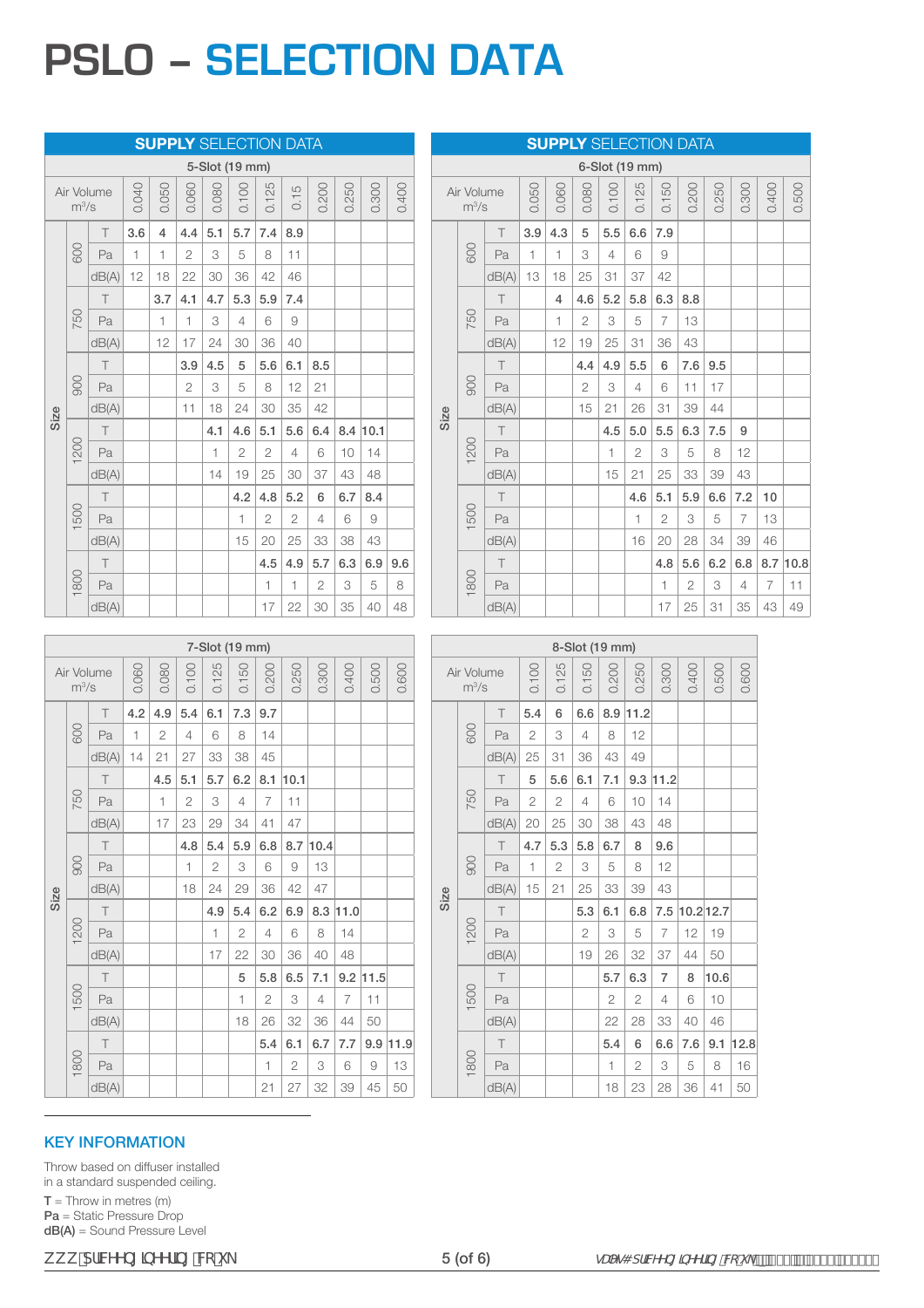# PSLO – SELECTION DATA

## SUPPLY SELECTION DATA

### 5-Slot (19 mm)

| Size | | Air Volume m³/s | 0.040 | 0.050 | 0.060 | 0.080 | 0.100 | 0.125 | 0.15 | 0.200 | 0.250 | 0.300 | 0.400 |
|---|---|---|---|---|---|---|---|---|---|---|---|---|---|
| Size | 600 | T | 3.6 | 4 | 4.4 | 5.1 | 5.7 | 7.4 | 8.9 | | | | |
| | | Pa | 1 | 1 | 2 | 3 | 5 | 8 | 11 | | | | |
| | | dB(A) | 12 | 18 | 22 | 30 | 36 | 42 | 46 | | | | |
| | 750 | T | | 3.7 | 4.1 | 4.7 | 5.3 | 5.9 | 7.4 | | | | |
| | | Pa | | 1 | 1 | 3 | 4 | 6 | 9 | | | | |
| | | dB(A) | | 12 | 17 | 24 | 30 | 36 | 40 | | | | |
| | 900 | T | | | 3.9 | 4.5 | 5 | 5.6 | 6.1 | 8.5 | | | |
| | | Pa | | | 2 | 3 | 5 | 8 | 12 | 21 | | | |
| | | dB(A) | | | 11 | 18 | 24 | 30 | 35 | 42 | | | |
| | 1200 | T | | | | 4.1 | 4.6 | 5.1 | 5.6 | 6.4 | 8.4 | 10.1 | |
| | | Pa | | | | 1 | 2 | 2 | 4 | 6 | 10 | 14 | |
| | | dB(A) | | | | 14 | 19 | 25 | 30 | 37 | 43 | 48 | |
| | 1500 | T | | | | | 4.2 | 4.8 | 5.2 | 6 | 6.7 | 8.4 | |
| | | Pa | | | | | 1 | 2 | 2 | 4 | 6 | 9 | |
| | | dB(A) | | | | | 15 | 20 | 25 | 33 | 38 | 43 | |
| | 1800 | T | | | | | | 4.5 | 4.9 | 5.7 | 6.3 | 6.9 | 9.6 |
| | | Pa | | | | | | 1 | 1 | 2 | 3 | 5 | 8 |
| | | dB(A) | | | | | | 17 | 22 | 30 | 35 | 40 | 48 |

## SUPPLY SELECTION DATA

### 6-Slot (19 mm)

| Size | | Air Volume m³/s | 0.050 | 0.060 | 0.080 | 0.100 | 0.125 | 0.150 | 0.200 | 0.250 | 0.300 | 0.400 | 0.500 |
|---|---|---|---|---|---|---|---|---|---|---|---|---|---|
| Size | 600 | T | 3.9 | 4.3 | 5 | 5.5 | 6.6 | 7.9 | | | | | |
| | | Pa | 1 | 1 | 3 | 4 | 6 | 9 | | | | | |
| | | dB(A) | 13 | 18 | 25 | 31 | 37 | 42 | | | | | |
| | 750 | T | | 4 | 4.6 | 5.2 | 5.8 | 6.3 | 8.8 | | | | |
| | | Pa | | 1 | 2 | 3 | 5 | 7 | 13 | | | | |
| | | dB(A) | | 12 | 19 | 25 | 31 | 36 | 43 | | | | |
| | 900 | T | | | 4.4 | 4.9 | 5.5 | 6 | 7.6 | 9.5 | | | |
| | | Pa | | | 2 | 3 | 4 | 6 | 11 | 17 | | | |
| | | dB(A) | | | 15 | 21 | 26 | 31 | 39 | 44 | | | |
| | 1200 | T | | | | 4.5 | 5.0 | 5.5 | 6.3 | 7.5 | 9 | | |
| | | Pa | | | | 1 | 2 | 3 | 5 | 8 | 12 | | |
| | | dB(A) | | | | 15 | 21 | 25 | 33 | 39 | 43 | | |
| | 1500 | T | | | | | 4.6 | 5.1 | 5.9 | 6.6 | 7.2 | 10 | |
| | | Pa | | | | | 1 | 2 | 3 | 5 | 7 | 13 | |
| | | dB(A) | | | | | 16 | 20 | 28 | 34 | 39 | 46 | |
| | 1800 | T | | | | | | 4.8 | 5.6 | 6.2 | 6.8 | 8.7 | 10.8 |
| | | Pa | | | | | | 1 | 2 | 3 | 4 | 7 | 11 |
| | | dB(A) | | | | | | 17 | 25 | 31 | 35 | 43 | 49 |

### 7-Slot (19 mm)

| Size | | Air Volume m³/s | 0.060 | 0.080 | 0.100 | 0.125 | 0.150 | 0.200 | 0.250 | 0.300 | 0.400 | 0.500 | 0.600 |
|---|---|---|---|---|---|---|---|---|---|---|---|---|---|
| Size | 600 | T | 4.2 | 4.9 | 5.4 | 6.1 | 7.3 | 9.7 | | | | | |
| | | Pa | 1 | 2 | 4 | 6 | 8 | 14 | | | | | |
| | | dB(A) | 14 | 21 | 27 | 33 | 38 | 45 | | | | | |
| | 750 | T | | 4.5 | 5.1 | 5.7 | 6.2 | 8.1 | 10.1 | | | | |
| | | Pa | | 1 | 2 | 3 | 4 | 7 | 11 | | | | |
| | | dB(A) | | 17 | 23 | 29 | 34 | 41 | 47 | | | | |
| | 900 | T | | | 4.8 | 5.4 | 5.9 | 6.8 | 8.7 | 10.4 | | | |
| | | Pa | | | 1 | 2 | 3 | 6 | 9 | 13 | | | |
| | | dB(A) | | | 18 | 24 | 29 | 36 | 42 | 47 | | | |
| | 1200 | T | | | | 4.9 | 5.4 | 6.2 | 6.9 | 8.3 | 11.0 | | |
| | | Pa | | | | 1 | 2 | 4 | 6 | 8 | 14 | | |
| | | dB(A) | | | | 17 | 22 | 30 | 36 | 40 | 48 | | |
| | 1500 | T | | | | | 5 | 5.8 | 6.5 | 7.1 | 9.2 | 11.5 | |
| | | Pa | | | | | 1 | 2 | 3 | 4 | 7 | 11 | |
| | | dB(A) | | | | | 18 | 26 | 32 | 36 | 44 | 50 | |
| | 1800 | T | | | | | | 5.4 | 6.1 | 6.7 | 7.7 | 9.9 | 11.9 |
| | | Pa | | | | | | 1 | 2 | 3 | 6 | 9 | 13 |
| | | dB(A) | | | | | | 21 | 27 | 32 | 39 | 45 | 50 |

### 8-Slot (19 mm)

| Size | | Air Volume m³/s | 0.100 | 0.125 | 0.150 | 0.200 | 0.250 | 0.300 | 0.400 | 0.500 | 0.600 |
|---|---|---|---|---|---|---|---|---|---|---|---|
| Size | 600 | T | 5.4 | 6 | 6.6 | 8.9 | 11.2 | | | | |
| | | Pa | 2 | 3 | 4 | 8 | 12 | | | | |
| | | dB(A) | 25 | 31 | 36 | 43 | 49 | | | | |
| | 750 | T | 5 | 5.6 | 6.1 | 7.1 | 9.3 | 11.2 | | | |
| | | Pa | 2 | 2 | 4 | 6 | 10 | 14 | | | |
| | | dB(A) | 20 | 25 | 30 | 38 | 43 | 48 | | | |
| | 900 | T | 4.7 | 5.3 | 5.8 | 6.7 | 8 | 9.6 | | | |
| | | Pa | 1 | 2 | 3 | 5 | 8 | 12 | | | |
| | | dB(A) | 15 | 21 | 25 | 33 | 39 | 43 | | | |
| | 1200 | T | | | 5.3 | 6.1 | 6.8 | 7.5 | 10.2 | 12.7 | |
| | | Pa | | | 2 | 3 | 5 | 7 | 12 | 19 | |
| | | dB(A) | | | 19 | 26 | 32 | 37 | 44 | 50 | |
| | 1500 | T | | | | 5.7 | 6.3 | 7 | 8 | 10.6 | |
| | | Pa | | | | 2 | 2 | 4 | 6 | 10 | |
| | | dB(A) | | | | 22 | 28 | 33 | 40 | 46 | |
| | 1800 | T | | | | 5.4 | 6 | 6.6 | 7.6 | 9.1 | 12.8 |
| | | Pa | | | | 1 | 2 | 3 | 5 | 8 | 16 |
| | | dB(A) | | | | 18 | 23 | 28 | 36 | 41 | 50 |

## KEY INFORMATION

Throw based on diffuser installed in a standard suspended ceiling.

**T** = Throw in metres (m)
**Pa** = Static Pressure Drop
**dB(A)** = Sound Pressure Level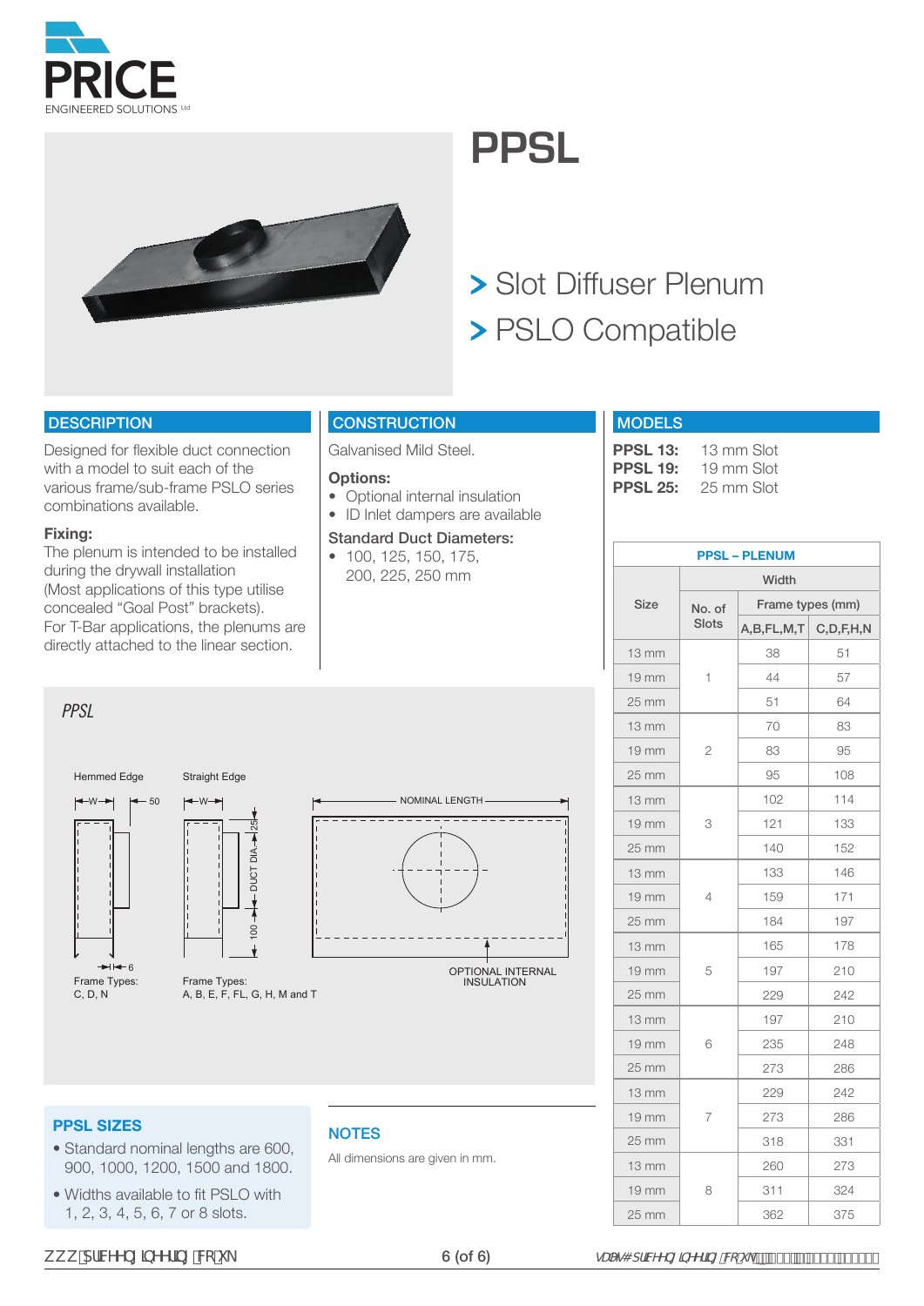# PPSL

> Slot Diffuser Plenum
> PSLO Compatible

## DESCRIPTION

Designed for flexible duct connection with a model to suit each of the various frame/sub-frame PSLO series combinations available.

**Fixing:**
The plenum is intended to be installed during the drywall installation (Most applications of this type utilise concealed "Goal Post" brackets).
For T-Bar applications, the plenums are directly attached to the linear section.

## CONSTRUCTION

Galvanised Mild Steel.

**Options:**
- Optional internal insulation
- ID Inlet dampers are available

**Standard Duct Diameters:**
- 100, 125, 150, 175, 200, 225, 250 mm

## MODELS

**PPSL 13:** 13 mm Slot
**PPSL 19:** 19 mm Slot
**PPSL 25:** 25 mm Slot

*PPSL*

Hemmed Edge
W
50
6
Frame Types:
C, D, N

Straight Edge
W
25
DUCT DIA.
100
Frame Types:
A, B, E, F, FL, G, H, M and T

NOMINAL LENGTH
OPTIONAL INTERNAL INSULATION

**PPSL – PLENUM**

| Size | Width | | |
|---|---|---|---|
| | No. of Slots | Frame types (mm) | |
| | | A,B,FL,M,T | C,D,F,H,N |
| 13 mm | 1 | 38 | 51 |
| 19 mm | | 44 | 57 |
| 25 mm | | 51 | 64 |
| 13 mm | 2 | 70 | 83 |
| 19 mm | | 83 | 95 |
| 25 mm | | 95 | 108 |
| 13 mm | 3 | 102 | 114 |
| 19 mm | | 121 | 133 |
| 25 mm | | 140 | 152 |
| 13 mm | 4 | 133 | 146 |
| 19 mm | | 159 | 171 |
| 25 mm | | 184 | 197 |
| 13 mm | 5 | 165 | 178 |
| 19 mm | | 197 | 210 |
| 25 mm | | 229 | 242 |
| 13 mm | 6 | 197 | 210 |
| 19 mm | | 235 | 248 |
| 25 mm | | 273 | 286 |
| 13 mm | 7 | 229 | 242 |
| 19 mm | | 273 | 286 |
| 25 mm | | 318 | 331 |
| 13 mm | 8 | 260 | 273 |
| 19 mm | | 311 | 324 |
| 25 mm | | 362 | 375 |

## PPSL SIZES

- Standard nominal lengths are 600, 900, 1000, 1200, 1500 and 1800.
- Widths available to fit PSLO with 1, 2, 3, 4, 5, 6, 7 or 8 slots.

## NOTES

All dimensions are given in mm.